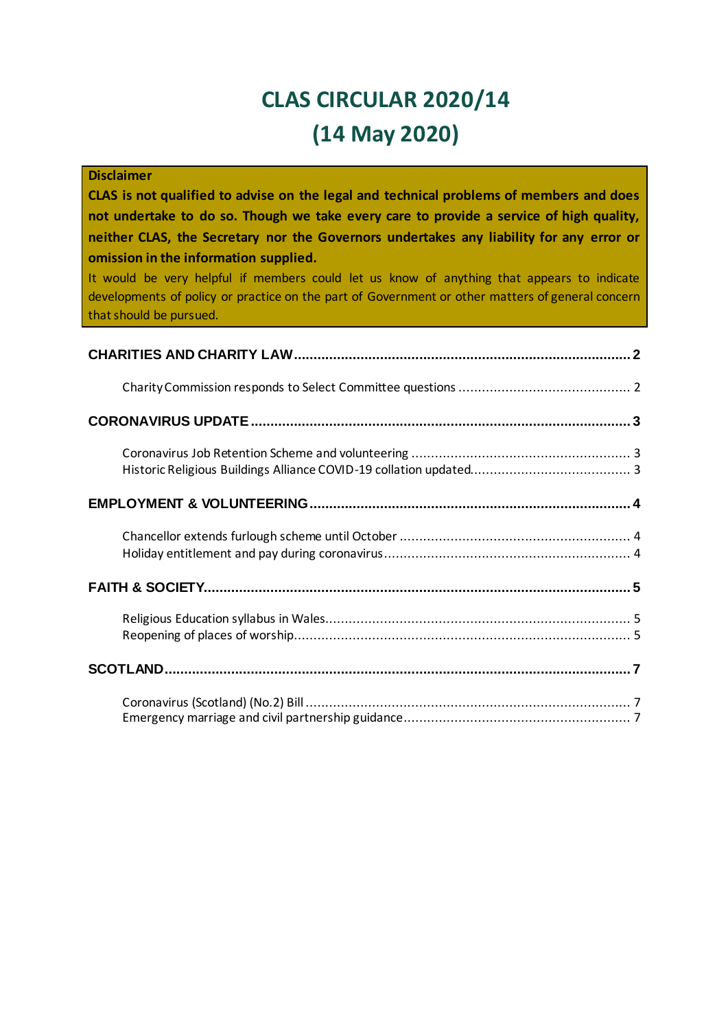# CLAS CIRCULAR 2020/14

# (14 May 2020)

**Disclaimer**

**CLAS is not qualified to advise on the legal and technical problems of members and does not undertake to do so. Though we take every care to provide a service of high quality, neither CLAS, the Secretary nor the Governors undertakes any liability for any error or omission in the information supplied.**

It would be very helpful if members could let us know of anything that appears to indicate developments of policy or practice on the part of Government or other matters of general concern that should be pursued.

**CHARITIES AND CHARITY LAW** ..... 2

- Charity Commission responds to Select Committee questions ..... 2

**CORONAVIRUS UPDATE** ..... 3

- Coronavirus Job Retention Scheme and volunteering ..... 3
- Historic Religious Buildings Alliance COVID-19 collation updated ..... 3

**EMPLOYMENT & VOLUNTEERING** ..... 4

- Chancellor extends furlough scheme until October ..... 4
- Holiday entitlement and pay during coronavirus ..... 4

**FAITH & SOCIETY** ..... 5

- Religious Education syllabus in Wales ..... 5
- Reopening of places of worship ..... 5

**SCOTLAND** ..... 7

- Coronavirus (Scotland) (No.2) Bill ..... 7
- Emergency marriage and civil partnership guidance ..... 7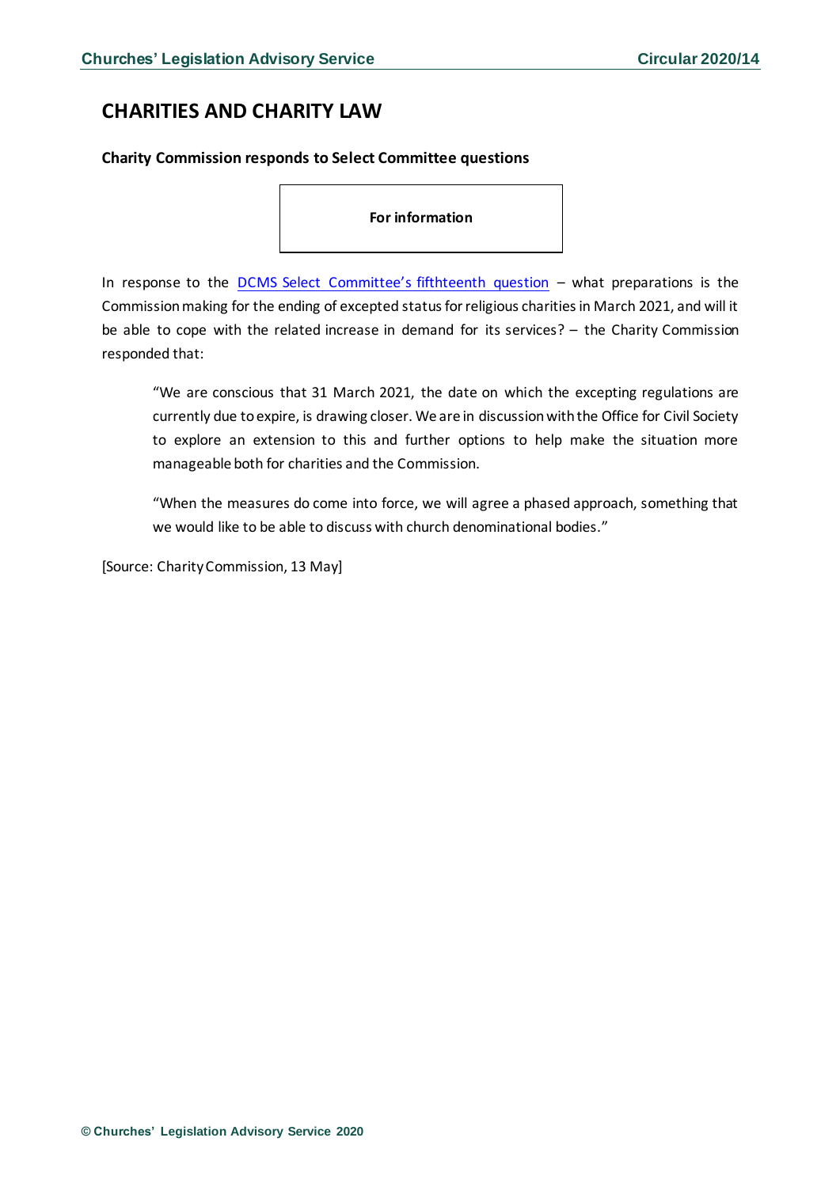# CHARITIES AND CHARITY LAW

**Charity Commission responds to Select Committee questions**

**For information**

In response to the DCMS Select Committee's fifthteenth question – what preparations is the Commission making for the ending of excepted status for religious charities in March 2021, and will it be able to cope with the related increase in demand for its services? – the Charity Commission responded that:

> "We are conscious that 31 March 2021, the date on which the excepting regulations are currently due to expire, is drawing closer. We are in discussion with the Office for Civil Society to explore an extension to this and further options to help make the situation more manageable both for charities and the Commission.
>
> "When the measures do come into force, we will agree a phased approach, something that we would like to be able to discuss with church denominational bodies."

[Source: Charity Commission, 13 May]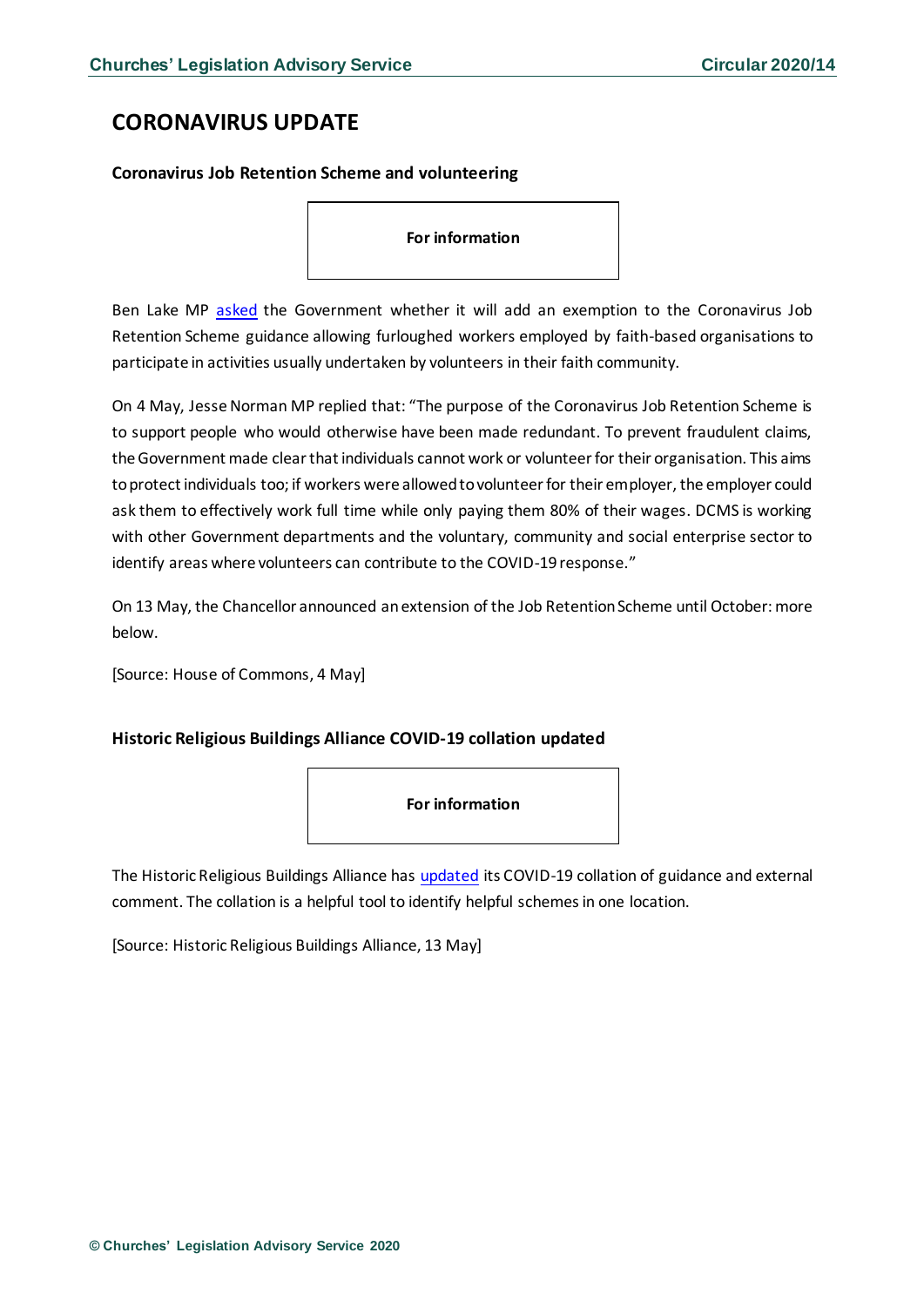# CORONAVIRUS UPDATE

### Coronavirus Job Retention Scheme and volunteering

**For information**

Ben Lake MP asked the Government whether it will add an exemption to the Coronavirus Job Retention Scheme guidance allowing furloughed workers employed by faith-based organisations to participate in activities usually undertaken by volunteers in their faith community.

On 4 May, Jesse Norman MP replied that: "The purpose of the Coronavirus Job Retention Scheme is to support people who would otherwise have been made redundant. To prevent fraudulent claims, the Government made clear that individuals cannot work or volunteer for their organisation. This aims to protect individuals too; if workers were allowed to volunteer for their employer, the employer could ask them to effectively work full time while only paying them 80% of their wages. DCMS is working with other Government departments and the voluntary, community and social enterprise sector to identify areas where volunteers can contribute to the COVID-19 response."

On 13 May, the Chancellor announced an extension of the Job Retention Scheme until October: more below.

[Source: House of Commons, 4 May]

### Historic Religious Buildings Alliance COVID-19 collation updated

**For information**

The Historic Religious Buildings Alliance has updated its COVID-19 collation of guidance and external comment. The collation is a helpful tool to identify helpful schemes in one location.

[Source: Historic Religious Buildings Alliance, 13 May]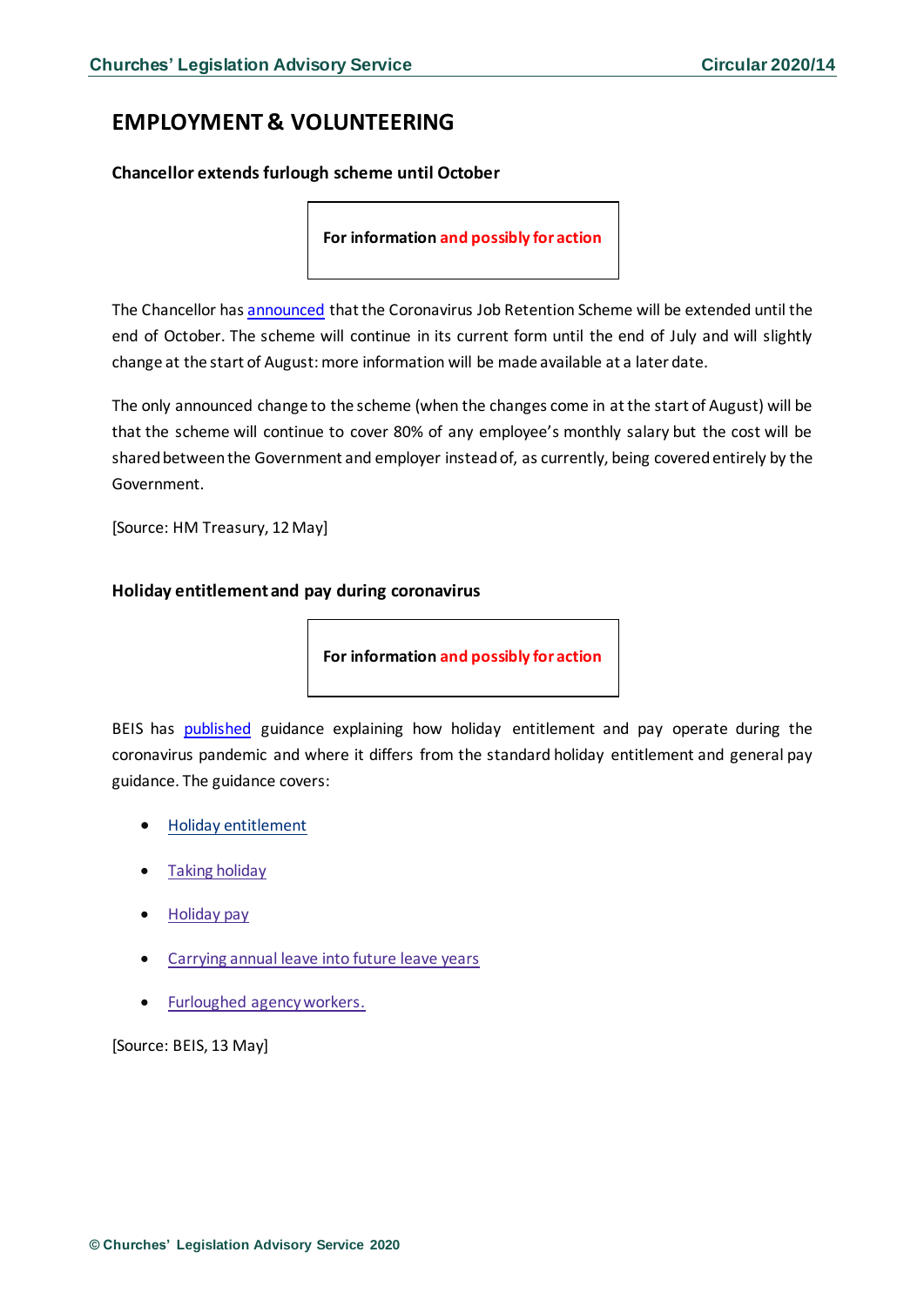## EMPLOYMENT & VOLUNTEERING

### Chancellor extends furlough scheme until October

**For information and possibly for action**

The Chancellor has announced that the Coronavirus Job Retention Scheme will be extended until the end of October. The scheme will continue in its current form until the end of July and will slightly change at the start of August: more information will be made available at a later date.

The only announced change to the scheme (when the changes come in at the start of August) will be that the scheme will continue to cover 80% of any employee's monthly salary but the cost will be shared between the Government and employer instead of, as currently, being covered entirely by the Government.

[Source: HM Treasury, 12 May]

### Holiday entitlement and pay during coronavirus

**For information and possibly for action**

BEIS has published guidance explaining how holiday entitlement and pay operate during the coronavirus pandemic and where it differs from the standard holiday entitlement and general pay guidance. The guidance covers:

- Holiday entitlement
- Taking holiday
- Holiday pay
- Carrying annual leave into future leave years
- Furloughed agency workers.

[Source: BEIS, 13 May]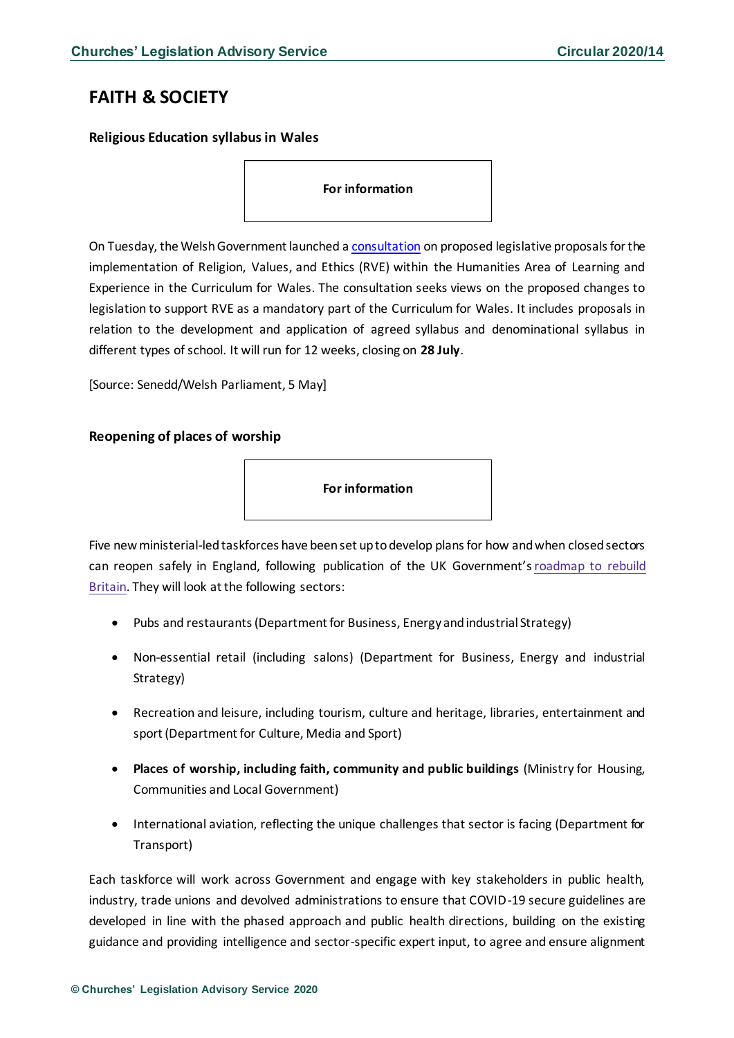# FAITH & SOCIETY

### Religious Education syllabus in Wales

**For information**

On Tuesday, the Welsh Government launched a consultation on proposed legislative proposals for the implementation of Religion, Values, and Ethics (RVE) within the Humanities Area of Learning and Experience in the Curriculum for Wales. The consultation seeks views on the proposed changes to legislation to support RVE as a mandatory part of the Curriculum for Wales. It includes proposals in relation to the development and application of agreed syllabus and denominational syllabus in different types of school. It will run for 12 weeks, closing on **28 July**.

[Source: Senedd/Welsh Parliament, 5 May]

### Reopening of places of worship

**For information**

Five new ministerial-led taskforces have been set up to develop plans for how and when closed sectors can reopen safely in England, following publication of the UK Government's roadmap to rebuild Britain. They will look at the following sectors:

- Pubs and restaurants (Department for Business, Energy and industrial Strategy)
- Non-essential retail (including salons) (Department for Business, Energy and industrial Strategy)
- Recreation and leisure, including tourism, culture and heritage, libraries, entertainment and sport (Department for Culture, Media and Sport)
- **Places of worship, including faith, community and public buildings** (Ministry for Housing, Communities and Local Government)
- International aviation, reflecting the unique challenges that sector is facing (Department for Transport)

Each taskforce will work across Government and engage with key stakeholders in public health, industry, trade unions and devolved administrations to ensure that COVID-19 secure guidelines are developed in line with the phased approach and public health directions, building on the existing guidance and providing intelligence and sector-specific expert input, to agree and ensure alignment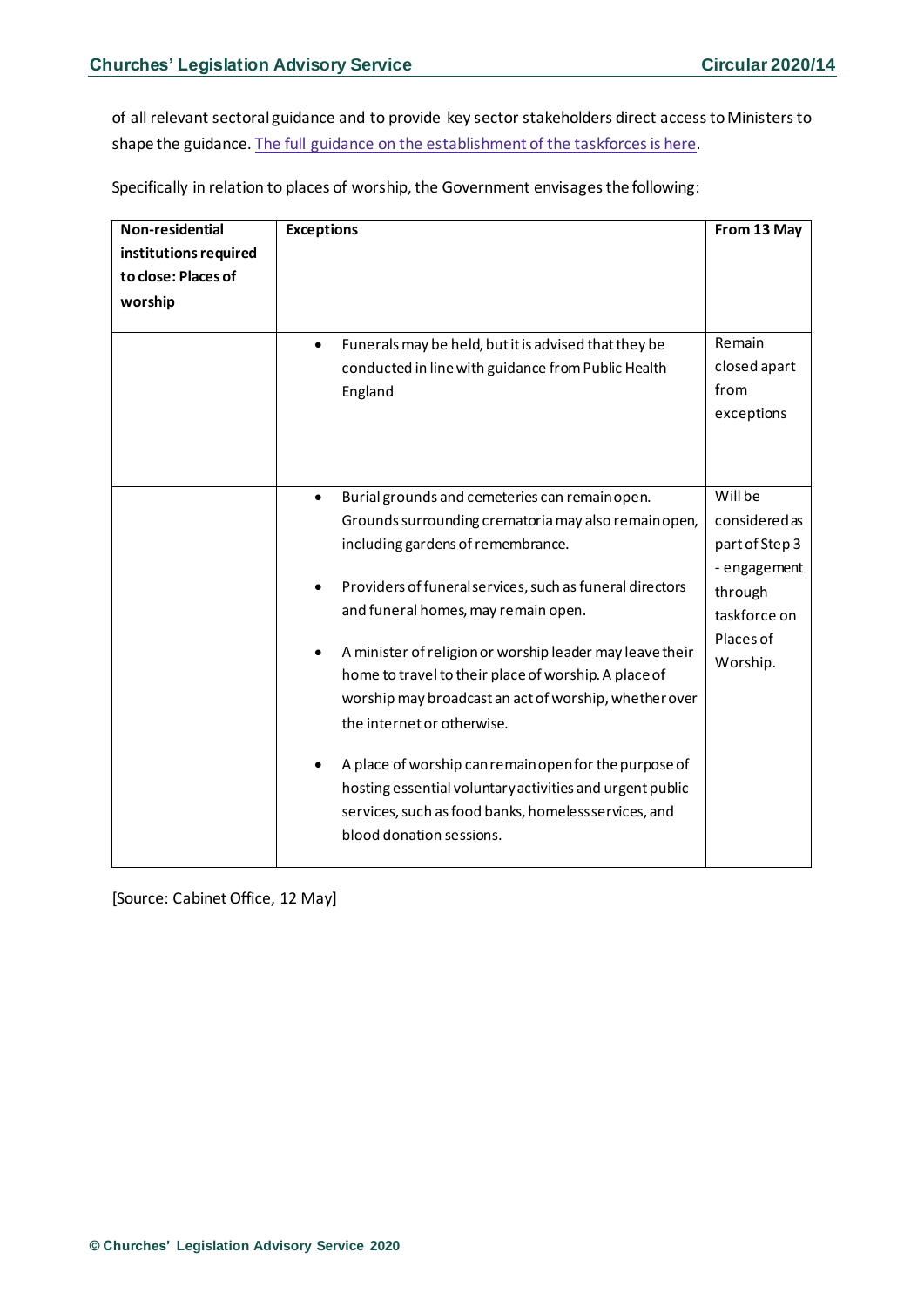of all relevant sectoral guidance and to provide key sector stakeholders direct access to Ministers to shape the guidance. The full guidance on the establishment of the taskforces is here.

Specifically in relation to places of worship, the Government envisages the following:

| Non-residential institutions required to close: Places of worship | Exceptions | From 13 May |
|---|---|---|
| | • Funerals may be held, but it is advised that they be conducted in line with guidance from Public Health England | Remain closed apart from exceptions |
| | • Burial grounds and cemeteries can remain open. Grounds surrounding crematoria may also remain open, including gardens of remembrance.<br>• Providers of funeral services, such as funeral directors and funeral homes, may remain open.<br>• A minister of religion or worship leader may leave their home to travel to their place of worship. A place of worship may broadcast an act of worship, whether over the internet or otherwise.<br>• A place of worship can remain open for the purpose of hosting essential voluntary activities and urgent public services, such as food banks, homeless services, and blood donation sessions. | Will be considered as part of Step 3 - engagement through taskforce on Places of Worship. |

[Source: Cabinet Office, 12 May]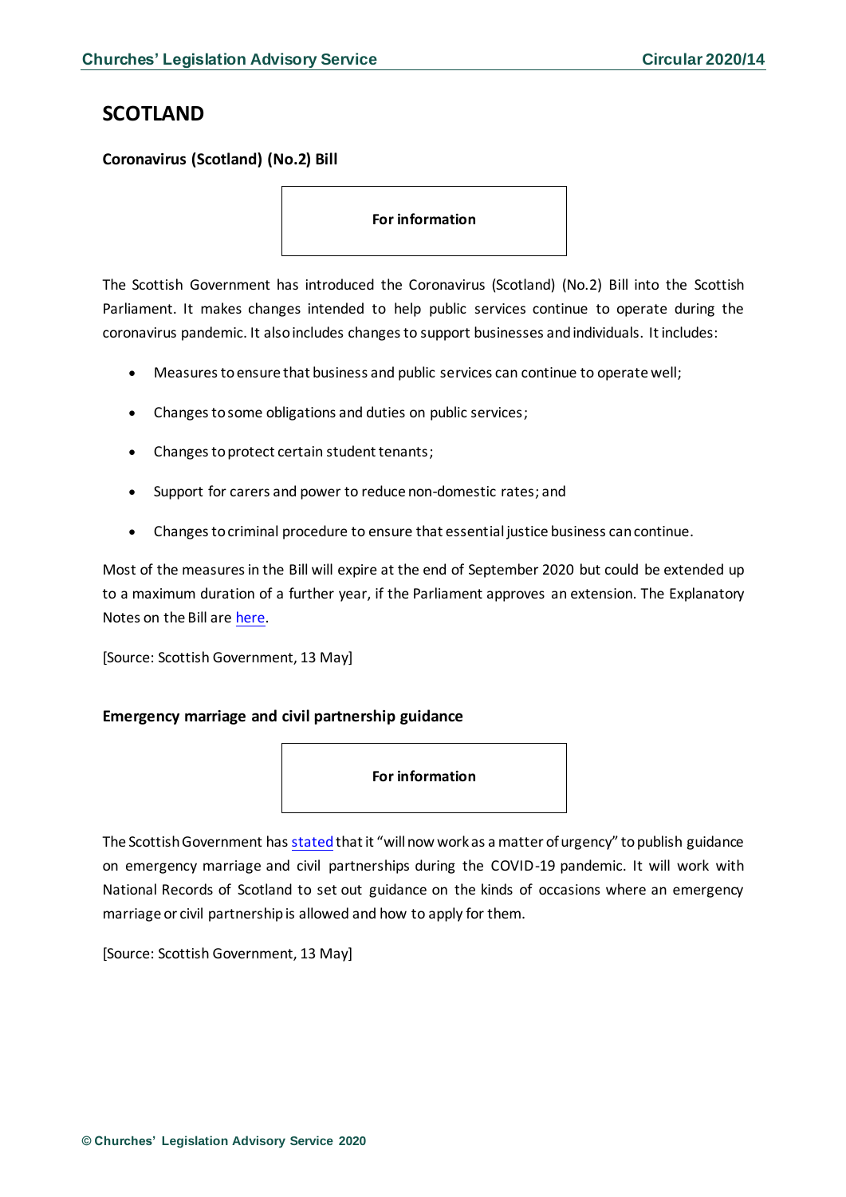# SCOTLAND

### Coronavirus (Scotland) (No.2) Bill

**For information**

The Scottish Government has introduced the Coronavirus (Scotland) (No.2) Bill into the Scottish Parliament. It makes changes intended to help public services continue to operate during the coronavirus pandemic. It also includes changes to support businesses and individuals. It includes:

- Measures to ensure that business and public services can continue to operate well;
- Changes to some obligations and duties on public services;
- Changes to protect certain student tenants;
- Support for carers and power to reduce non-domestic rates; and
- Changes to criminal procedure to ensure that essential justice business can continue.

Most of the measures in the Bill will expire at the end of September 2020 but could be extended up to a maximum duration of a further year, if the Parliament approves an extension. The Explanatory Notes on the Bill are here.

[Source: Scottish Government, 13 May]

### Emergency marriage and civil partnership guidance

**For information**

The Scottish Government has stated that it "will now work as a matter of urgency" to publish guidance on emergency marriage and civil partnerships during the COVID-19 pandemic. It will work with National Records of Scotland to set out guidance on the kinds of occasions where an emergency marriage or civil partnership is allowed and how to apply for them.

[Source: Scottish Government, 13 May]